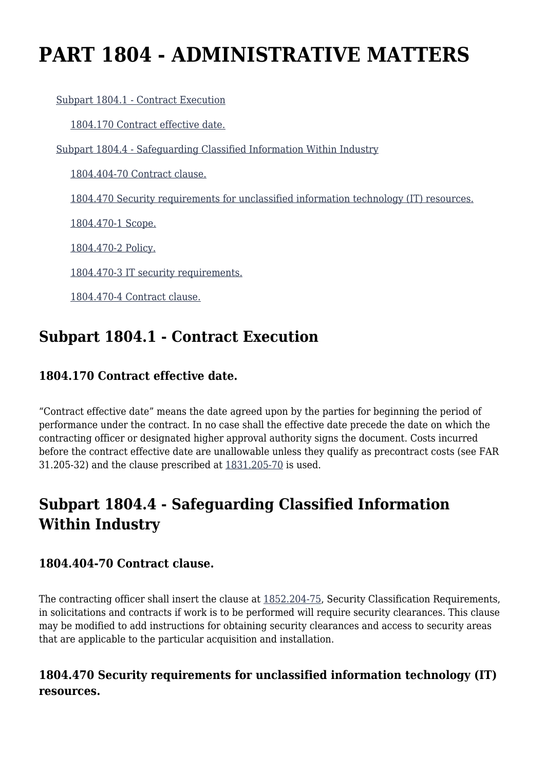# PART 1804 - ADMINISTRATIVE MATTERS

- Subpart 1804.1 - Contract Execution
  - 1804.170 Contract effective date.
- Subpart 1804.4 - Safeguarding Classified Information Within Industry
  - 1804.404-70 Contract clause.
  - 1804.470 Security requirements for unclassified information technology (IT) resources.
  - 1804.470-1 Scope.
  - 1804.470-2 Policy.
  - 1804.470-3 IT security requirements.
  - 1804.470-4 Contract clause.

## Subpart 1804.1 - Contract Execution

### 1804.170 Contract effective date.

“Contract effective date” means the date agreed upon by the parties for beginning the period of performance under the contract. In no case shall the effective date precede the date on which the contracting officer or designated higher approval authority signs the document. Costs incurred before the contract effective date are unallowable unless they qualify as precontract costs (see FAR 31.205-32) and the clause prescribed at 1831.205-70 is used.

## Subpart 1804.4 - Safeguarding Classified Information Within Industry

### 1804.404-70 Contract clause.

The contracting officer shall insert the clause at 1852.204-75, Security Classification Requirements, in solicitations and contracts if work is to be performed will require security clearances. This clause may be modified to add instructions for obtaining security clearances and access to security areas that are applicable to the particular acquisition and installation.

### 1804.470 Security requirements for unclassified information technology (IT) resources.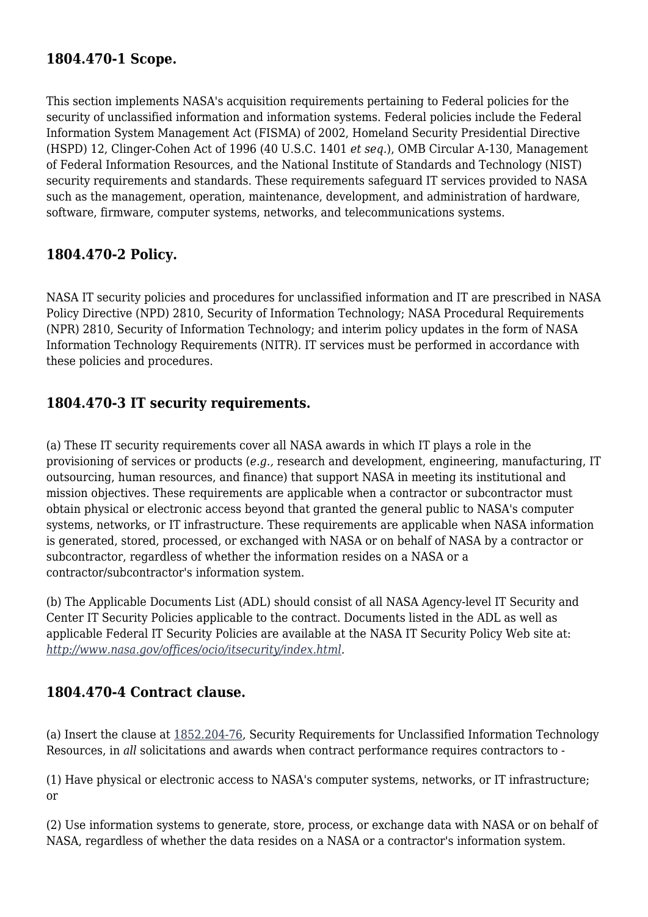## 1804.470-1 Scope.

This section implements NASA's acquisition requirements pertaining to Federal policies for the security of unclassified information and information systems. Federal policies include the Federal Information System Management Act (FISMA) of 2002, Homeland Security Presidential Directive (HSPD) 12, Clinger-Cohen Act of 1996 (40 U.S.C. 1401 *et seq.*), OMB Circular A-130, Management of Federal Information Resources, and the National Institute of Standards and Technology (NIST) security requirements and standards. These requirements safeguard IT services provided to NASA such as the management, operation, maintenance, development, and administration of hardware, software, firmware, computer systems, networks, and telecommunications systems.

## 1804.470-2 Policy.

NASA IT security policies and procedures for unclassified information and IT are prescribed in NASA Policy Directive (NPD) 2810, Security of Information Technology; NASA Procedural Requirements (NPR) 2810, Security of Information Technology; and interim policy updates in the form of NASA Information Technology Requirements (NITR). IT services must be performed in accordance with these policies and procedures.

## 1804.470-3 IT security requirements.

(a) These IT security requirements cover all NASA awards in which IT plays a role in the provisioning of services or products (*e.g.,* research and development, engineering, manufacturing, IT outsourcing, human resources, and finance) that support NASA in meeting its institutional and mission objectives. These requirements are applicable when a contractor or subcontractor must obtain physical or electronic access beyond that granted the general public to NASA's computer systems, networks, or IT infrastructure. These requirements are applicable when NASA information is generated, stored, processed, or exchanged with NASA or on behalf of NASA by a contractor or subcontractor, regardless of whether the information resides on a NASA or a contractor/subcontractor's information system.

(b) The Applicable Documents List (ADL) should consist of all NASA Agency-level IT Security and Center IT Security Policies applicable to the contract. Documents listed in the ADL as well as applicable Federal IT Security Policies are available at the NASA IT Security Policy Web site at: *http://www.nasa.gov/offices/ocio/itsecurity/index.html*.

## 1804.470-4 Contract clause.

(a) Insert the clause at 1852.204-76, Security Requirements for Unclassified Information Technology Resources, in *all* solicitations and awards when contract performance requires contractors to -

(1) Have physical or electronic access to NASA's computer systems, networks, or IT infrastructure; or

(2) Use information systems to generate, store, process, or exchange data with NASA or on behalf of NASA, regardless of whether the data resides on a NASA or a contractor's information system.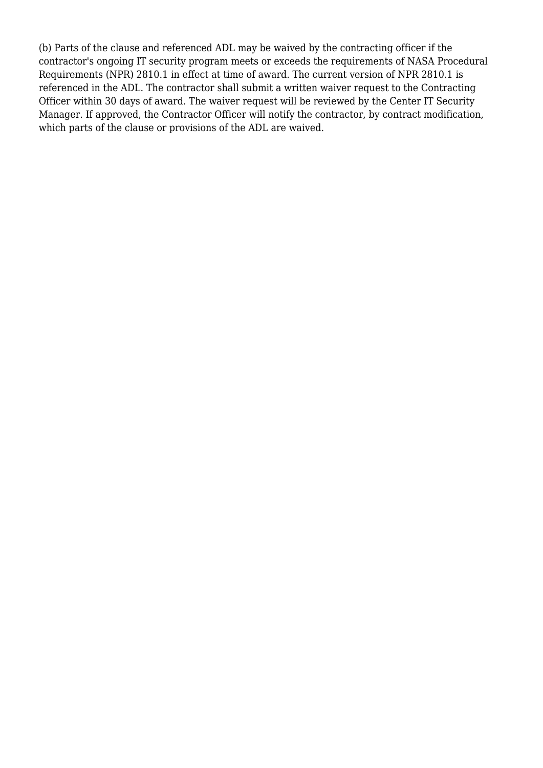(b) Parts of the clause and referenced ADL may be waived by the contracting officer if the contractor's ongoing IT security program meets or exceeds the requirements of NASA Procedural Requirements (NPR) 2810.1 in effect at time of award. The current version of NPR 2810.1 is referenced in the ADL. The contractor shall submit a written waiver request to the Contracting Officer within 30 days of award. The waiver request will be reviewed by the Center IT Security Manager. If approved, the Contractor Officer will notify the contractor, by contract modification, which parts of the clause or provisions of the ADL are waived.